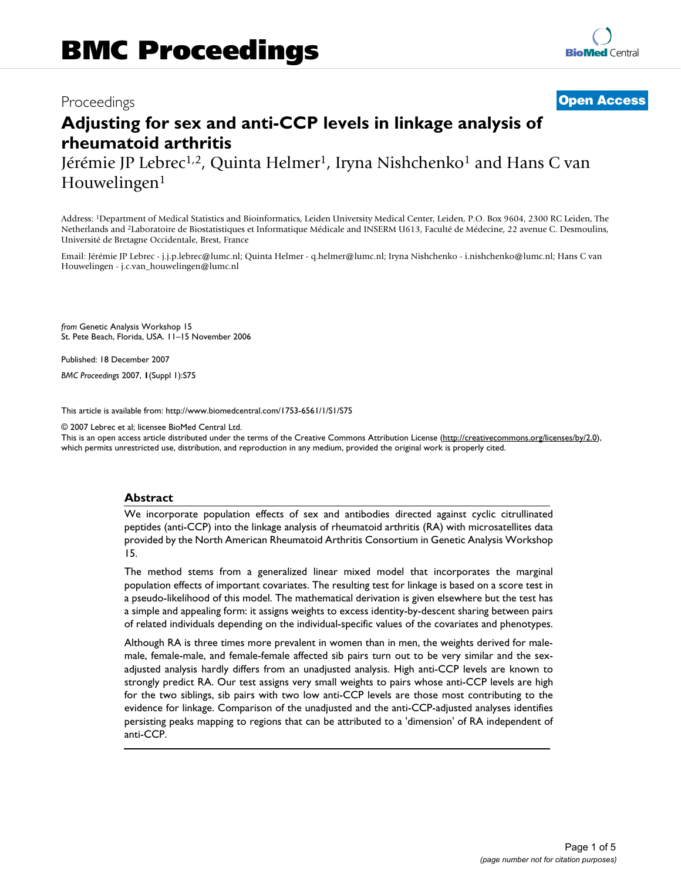Proceedings

**Open Access**

# Adjusting for sex and anti-CCP levels in linkage analysis of rheumatoid arthritis

Jérémie JP Lebrec[1,2], Quinta Helmer[1], Iryna Nishchenko[1] and Hans C van Houwelingen[1]

Address: [1]Department of Medical Statistics and Bioinformatics, Leiden University Medical Center, Leiden, P.O. Box 9604, 2300 RC Leiden, The Netherlands and [2]Laboratoire de Biostatistiques et Informatique Médicale and INSERM U613, Faculté de Médecine, 22 avenue C. Desmoulins, Université de Bretagne Occidentale, Brest, France

Email: Jérémie JP Lebrec - j.j.p.lebrec@lumc.nl; Quinta Helmer - q.helmer@lumc.nl; Iryna Nishchenko - i.nishchenko@lumc.nl; Hans C van Houwelingen - j.c.van_houwelingen@lumc.nl

*from* Genetic Analysis Workshop 15
St. Pete Beach, Florida, USA. 11–15 November 2006

Published: 18 December 2007

*BMC Proceedings* 2007, **1**(Suppl 1):S75

This article is available from: http://www.biomedcentral.com/1753-6561/1/S1/S75

© 2007 Lebrec et al; licensee BioMed Central Ltd.
This is an open access article distributed under the terms of the Creative Commons Attribution License (http://creativecommons.org/licenses/by/2.0), which permits unrestricted use, distribution, and reproduction in any medium, provided the original work is properly cited.

## Abstract

We incorporate population effects of sex and antibodies directed against cyclic citrullinated peptides (anti-CCP) into the linkage analysis of rheumatoid arthritis (RA) with microsatellites data provided by the North American Rheumatoid Arthritis Consortium in Genetic Analysis Workshop 15.

The method stems from a generalized linear mixed model that incorporates the marginal population effects of important covariates. The resulting test for linkage is based on a score test in a pseudo-likelihood of this model. The mathematical derivation is given elsewhere but the test has a simple and appealing form: it assigns weights to excess identity-by-descent sharing between pairs of related individuals depending on the individual-specific values of the covariates and phenotypes.

Although RA is three times more prevalent in women than in men, the weights derived for male-male, female-male, and female-female affected sib pairs turn out to be very similar and the sex-adjusted analysis hardly differs from an unadjusted analysis. High anti-CCP levels are known to strongly predict RA. Our test assigns very small weights to pairs whose anti-CCP levels are high for the two siblings, sib pairs with two low anti-CCP levels are those most contributing to the evidence for linkage. Comparison of the unadjusted and the anti-CCP-adjusted analyses identifies persisting peaks mapping to regions that can be attributed to a 'dimension' of RA independent of anti-CCP.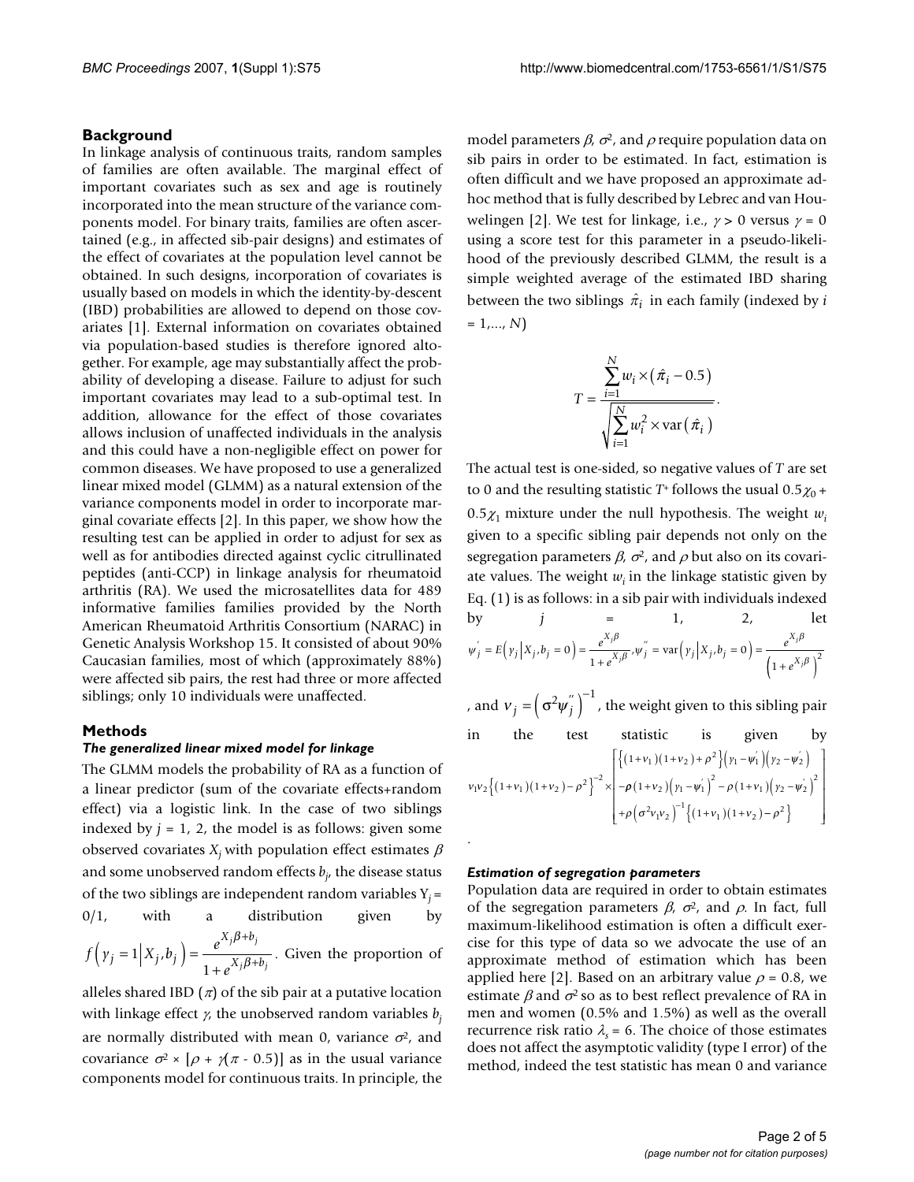## Background

In linkage analysis of continuous traits, random samples of families are often available. The marginal effect of important covariates such as sex and age is routinely incorporated into the mean structure of the variance components model. For binary traits, families are often ascertained (e.g., in affected sib-pair designs) and estimates of the effect of covariates at the population level cannot be obtained. In such designs, incorporation of covariates is usually based on models in which the identity-by-descent (IBD) probabilities are allowed to depend on those covariates [1]. External information on covariates obtained via population-based studies is therefore ignored altogether. For example, age may substantially affect the probability of developing a disease. Failure to adjust for such important covariates may lead to a sub-optimal test. In addition, allowance for the effect of those covariates allows inclusion of unaffected individuals in the analysis and this could have a non-negligible effect on power for common diseases. We have proposed to use a generalized linear mixed model (GLMM) as a natural extension of the variance components model in order to incorporate marginal covariate effects [2]. In this paper, we show how the resulting test can be applied in order to adjust for sex as well as for antibodies directed against cyclic citrullinated peptides (anti-CCP) in linkage analysis for rheumatoid arthritis (RA). We used the microsatellites data for 489 informative families families provided by the North American Rheumatoid Arthritis Consortium (NARAC) in Genetic Analysis Workshop 15. It consisted of about 90% Caucasian families, most of which (approximately 88%) were affected sib pairs, the rest had three or more affected siblings; only 10 individuals were unaffected.

## Methods

### *The generalized linear mixed model for linkage*

The GLMM models the probability of RA as a function of a linear predictor (sum of the covariate effects+random effect) via a logistic link. In the case of two siblings indexed by $j = 1, 2$, the model is as follows: given some observed covariates $X_j$ with population effect estimates $\beta$ and some unobserved random effects $b_j$, the disease status of the two siblings are independent random variables $Y_j = 0/1$, with a distribution given by $f\left(y_j = 1 \middle| X_j, b_j\right) = \frac{e^{X_j\beta + b_j}}{1 + e^{X_j\beta + b_j}}$. Given the proportion of alleles shared IBD ($\pi$) of the sib pair at a putative location with linkage effect $\gamma$, the unobserved random variables $b_j$ are normally distributed with mean 0, variance $\sigma^2$, and covariance $\sigma^2 \times [\rho + \gamma(\pi - 0.5)]$ as in the usual variance components model for continuous traits. In principle, the model parameters $\beta$, $\sigma^2$, and $\rho$ require population data on sib pairs in order to be estimated. In fact, estimation is often difficult and we have proposed an approximate ad-hoc method that is fully described by Lebrec and van Houwelingen [2]. We test for linkage, i.e., $\gamma > 0$ versus $\gamma = 0$ using a score test for this parameter in a pseudo-likelihood of the previously described GLMM, the result is a simple weighted average of the estimated IBD sharing between the two siblings $\hat{\pi}_i$ in each family (indexed by $i = 1,..., N$)

$$T = \frac{\sum_{i=1}^{N} w_i \times \left(\hat{\pi}_i - 0.5\right)}{\sqrt{\sum_{i=1}^{N} w_i^2 \times \operatorname{var}\left(\hat{\pi}_i\right)}}.$$

The actual test is one-sided, so negative values of $T$ are set to 0 and the resulting statistic $T^+$ follows the usual $0.5\chi_0 + 0.5\chi_1$ mixture under the null hypothesis. The weight $w_i$ given to a specific sibling pair depends not only on the segregation parameters $\beta$, $\sigma^2$, and $\rho$ but also on its covariate values. The weight $w_i$ in the linkage statistic given by Eq. (1) is as follows: in a sib pair with individuals indexed by $j = 1, 2$, let $\psi_j' = E\left(y_j \middle| X_j, b_j = 0\right) = \frac{e^{X_j\beta}}{1 + e^{X_j\beta}}, \psi_j'' = \operatorname{var}\left(y_j \middle| X_j, b_j = 0\right) = \frac{e^{X_j\beta}}{\left(1 + e^{X_j\beta}\right)^2}$, and $v_j = \left(\sigma^2 \psi_j''\right)^{-1}$, the weight given to this sibling pair in the test statistic is given by

$$v_1 v_2 \left\{(1+v_1)(1+v_2) - \rho^2\right\}^{-2} \times \begin{bmatrix} \left\{(1+v_1)(1+v_2) + \rho^2\right\}\left(y_1 - \psi_1'\right)\left(y_2 - \psi_2'\right) \\ -\rho(1+v_2)\left(y_1 - \psi_1'\right)^2 - \rho(1+v_1)\left(y_2 - \psi_2'\right)^2 \\ +\rho\left(\sigma^2 v_1 v_2\right)^{-1}\left\{(1+v_1)(1+v_2) - \rho^2\right\} \end{bmatrix}$$

.

### *Estimation of segregation parameters*

Population data are required in order to obtain estimates of the segregation parameters $\beta$, $\sigma^2$, and $\rho$. In fact, full maximum-likelihood estimation is often a difficult exercise for this type of data so we advocate the use of an approximate method of estimation which has been applied here [2]. Based on an arbitrary value $\rho = 0.8$, we estimate $\beta$ and $\sigma^2$ so as to best reflect prevalence of RA in men and women (0.5% and 1.5%) as well as the overall recurrence risk ratio $\lambda_s = 6$. The choice of those estimates does not affect the asymptotic validity (type I error) of the method, indeed the test statistic has mean 0 and variance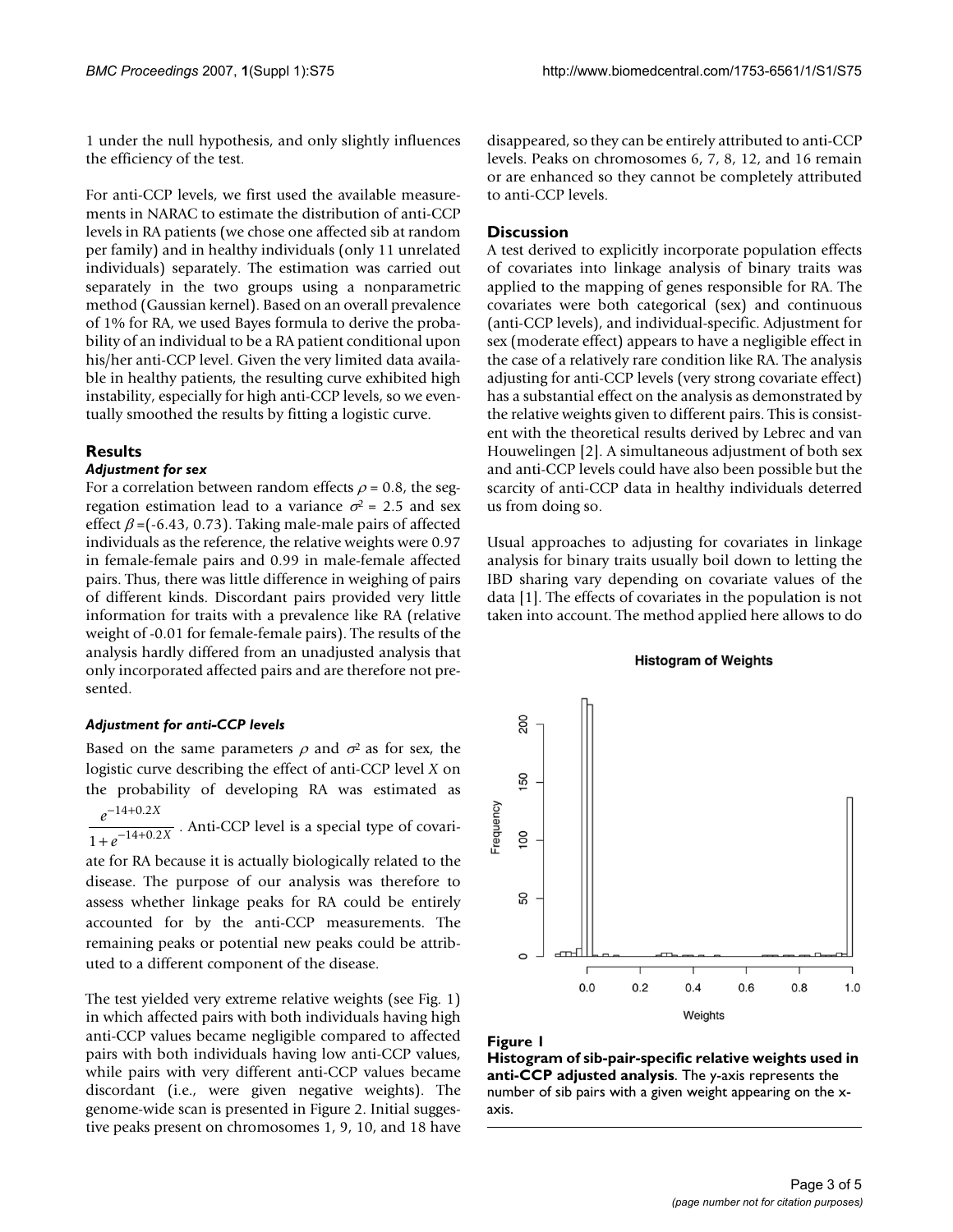1 under the null hypothesis, and only slightly influences the efficiency of the test.

For anti-CCP levels, we first used the available measurements in NARAC to estimate the distribution of anti-CCP levels in RA patients (we chose one affected sib at random per family) and in healthy individuals (only 11 unrelated individuals) separately. The estimation was carried out separately in the two groups using a nonparametric method (Gaussian kernel). Based on an overall prevalence of 1% for RA, we used Bayes formula to derive the probability of an individual to be a RA patient conditional upon his/her anti-CCP level. Given the very limited data available in healthy patients, the resulting curve exhibited high instability, especially for high anti-CCP levels, so we eventually smoothed the results by fitting a logistic curve.

## Results

### *Adjustment for sex*

For a correlation between random effects $\rho = 0.8$, the segregation estimation lead to a variance $\sigma^2 = 2.5$ and sex effect $\beta = (-6.43, 0.73)$. Taking male-male pairs of affected individuals as the reference, the relative weights were 0.97 in female-female pairs and 0.99 in male-female affected pairs. Thus, there was little difference in weighing of pairs of different kinds. Discordant pairs provided very little information for traits with a prevalence like RA (relative weight of -0.01 for female-female pairs). The results of the analysis hardly differed from an unadjusted analysis that only incorporated affected pairs and are therefore not presented.

### *Adjustment for anti-CCP levels*

Based on the same parameters $\rho$ and $\sigma^2$ as for sex, the logistic curve describing the effect of anti-CCP level $X$ on the probability of developing RA was estimated as $\frac{e^{-14+0.2X}}{1+e^{-14+0.2X}}$. Anti-CCP level is a special type of covariate for RA because it is actually biologically related to the disease. The purpose of our analysis was therefore to assess whether linkage peaks for RA could be entirely accounted for by the anti-CCP measurements. The remaining peaks or potential new peaks could be attributed to a different component of the disease.

The test yielded very extreme relative weights (see Fig. 1) in which affected pairs with both individuals having high anti-CCP values became negligible compared to affected pairs with both individuals having low anti-CCP values, while pairs with very different anti-CCP values became discordant (i.e., were given negative weights). The genome-wide scan is presented in Figure 2. Initial suggestive peaks present on chromosomes 1, 9, 10, and 18 have disappeared, so they can be entirely attributed to anti-CCP levels. Peaks on chromosomes 6, 7, 8, 12, and 16 remain or are enhanced so they cannot be completely attributed to anti-CCP levels.

## Discussion

A test derived to explicitly incorporate population effects of covariates into linkage analysis of binary traits was applied to the mapping of genes responsible for RA. The covariates were both categorical (sex) and continuous (anti-CCP levels), and individual-specific. Adjustment for sex (moderate effect) appears to have a negligible effect in the case of a relatively rare condition like RA. The analysis adjusting for anti-CCP levels (very strong covariate effect) has a substantial effect on the analysis as demonstrated by the relative weights given to different pairs. This is consistent with the theoretical results derived by Lebrec and van Houwelingen [2]. A simultaneous adjustment of both sex and anti-CCP levels could have also been possible but the scarcity of anti-CCP data in healthy individuals deterred us from doing so.

Usual approaches to adjusting for covariates in linkage analysis for binary traits usually boil down to letting the IBD sharing vary depending on covariate values of the data [1]. The effects of covariates in the population is not taken into account. The method applied here allows to do

**Figure 1**

**Histogram of sib-pair-specific relative weights used in anti-CCP adjusted analysis**. The y-axis represents the number of sib pairs with a given weight appearing on the x-axis.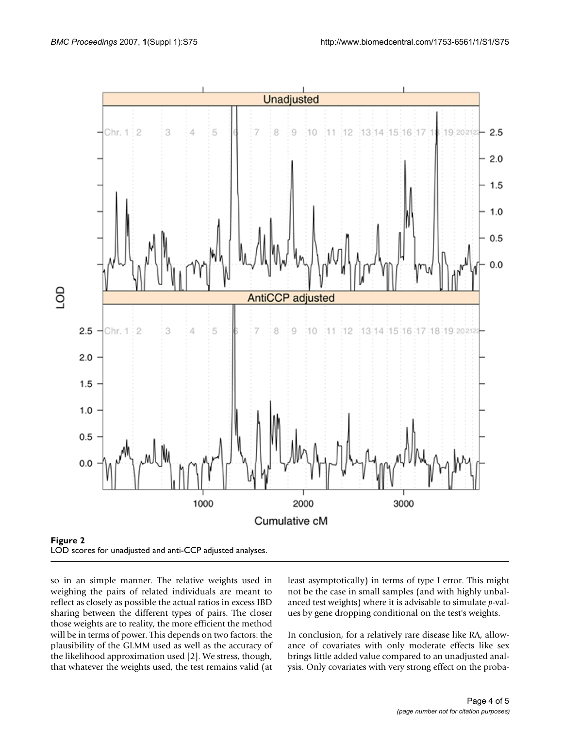**Figure 2**
LOD scores for unadjusted and anti-CCP adjusted analyses.

so in an simple manner. The relative weights used in weighing the pairs of related individuals are meant to reflect as closely as possible the actual ratios in excess IBD sharing between the different types of pairs. The closer those weights are to reality, the more efficient the method will be in terms of power. This depends on two factors: the plausibility of the GLMM used as well as the accuracy of the likelihood approximation used [2]. We stress, though, that whatever the weights used, the test remains valid (at least asymptotically) in terms of type I error. This might not be the case in small samples (and with highly unbalanced test weights) where it is advisable to simulate *p*-values by gene dropping conditional on the test's weights.

In conclusion, for a relatively rare disease like RA, allowance of covariates with only moderate effects like sex brings little added value compared to an unadjusted analysis. Only covariates with very strong effect on the proba-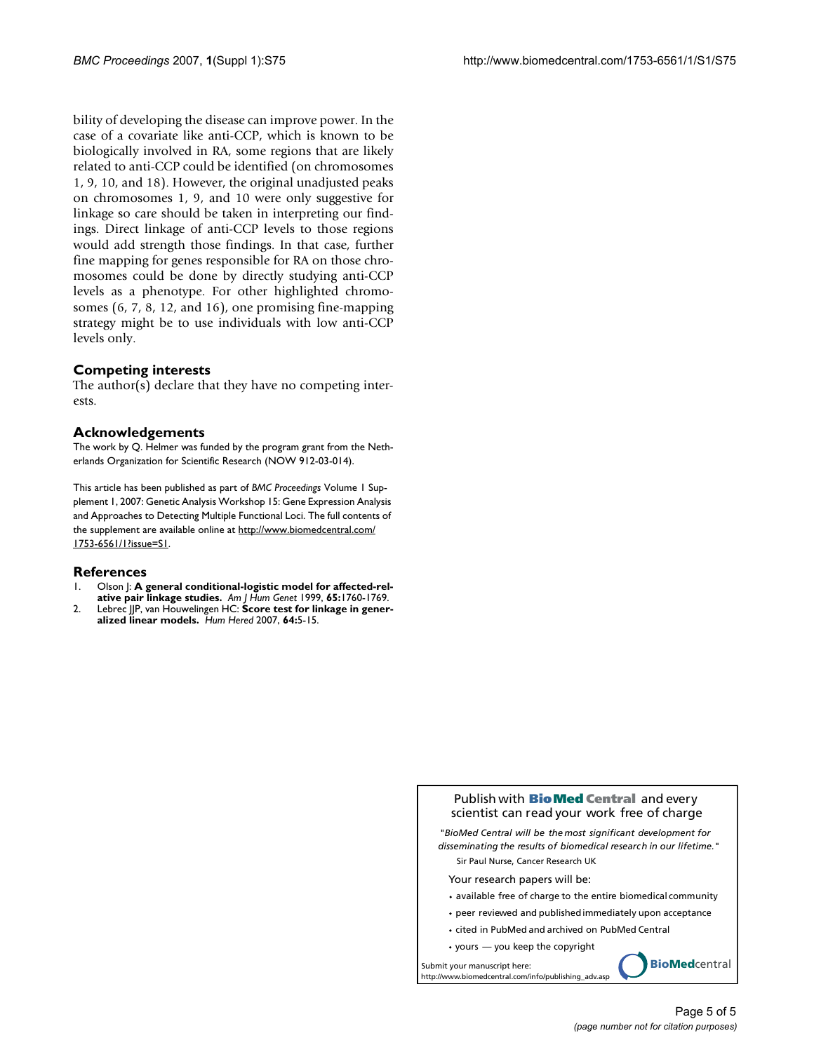bility of developing the disease can improve power. In the case of a covariate like anti-CCP, which is known to be biologically involved in RA, some regions that are likely related to anti-CCP could be identified (on chromosomes 1, 9, 10, and 18). However, the original unadjusted peaks on chromosomes 1, 9, and 10 were only suggestive for linkage so care should be taken in interpreting our findings. Direct linkage of anti-CCP levels to those regions would add strength those findings. In that case, further fine mapping for genes responsible for RA on those chromosomes could be done by directly studying anti-CCP levels as a phenotype. For other highlighted chromosomes (6, 7, 8, 12, and 16), one promising fine-mapping strategy might be to use individuals with low anti-CCP levels only.

## Competing interests

The author(s) declare that they have no competing interests.

## Acknowledgements

The work by Q. Helmer was funded by the program grant from the Netherlands Organization for Scientific Research (NOW 912-03-014).

This article has been published as part of *BMC Proceedings* Volume 1 Supplement 1, 2007: Genetic Analysis Workshop 15: Gene Expression Analysis and Approaches to Detecting Multiple Functional Loci. The full contents of the supplement are available online at http://www.biomedcentral.com/1753-6561/1?issue=S1.

## References

1. Olson J: **A general conditional-logistic model for affected-relative pair linkage studies.** *Am J Hum Genet* 1999, **65:**1760-1769.
2. Lebrec JJP, van Houwelingen HC: **Score test for linkage in generalized linear models.** *Hum Hered* 2007, **64:**5-15.

Publish with **BioMed Central** and every scientist can read your work free of charge

*"BioMed Central will be the most significant development for disseminating the results of biomedical research in our lifetime."*

Sir Paul Nurse, Cancer Research UK

Your research papers will be:

- available free of charge to the entire biomedical community
- peer reviewed and published immediately upon acceptance
- cited in PubMed and archived on PubMed Central
- yours — you keep the copyright

Submit your manuscript here:
http://www.biomedcentral.com/info/publishing_adv.asp

BioMedcentral